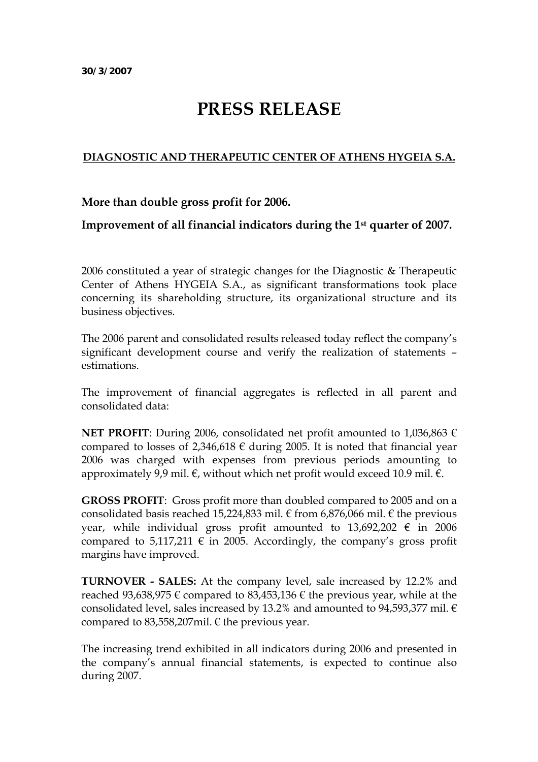**30/3/2007**

# PRESS RELEASE

## DIAGNOSTIC AND THERAPEUTIC CENTER OF ATHENS HYGEIA S.A.

### More than double gross profit for 2006.

### Improvement of all financial indicators during the 1st quarter of 2007.

2006 constituted a year of strategic changes for the Diagnostic & Therapeutic Center of Athens HYGEIA S.A., as significant transformations took place concerning its shareholding structure, its organizational structure and its business objectives.

The 2006 parent and consolidated results released today reflect the company's significant development course and verify the realization of statements – estimations.

The improvement of financial aggregates is reflected in all parent and consolidated data:

**NET PROFIT**: During 2006, consolidated net profit amounted to 1,036,863 € compared to losses of 2,346,618 € during 2005. It is noted that financial year 2006 was charged with expenses from previous periods amounting to approximately 9,9 mil. €, without which net profit would exceed 10.9 mil. €.

**GROSS PROFIT**: Gross profit more than doubled compared to 2005 and on a consolidated basis reached 15,224,833 mil. € from 6,876,066 mil. € the previous year, while individual gross profit amounted to 13,692,202 € in 2006 compared to 5,117,211 € in 2005. Accordingly, the company's gross profit margins have improved.

**TURNOVER - SALES:** At the company level, sale increased by 12.2% and reached 93,638,975 € compared to 83,453,136 € the previous year, while at the consolidated level, sales increased by 13.2% and amounted to 94,593,377 mil. € compared to 83,558,207mil. € the previous year.

The increasing trend exhibited in all indicators during 2006 and presented in the company's annual financial statements, is expected to continue also during 2007.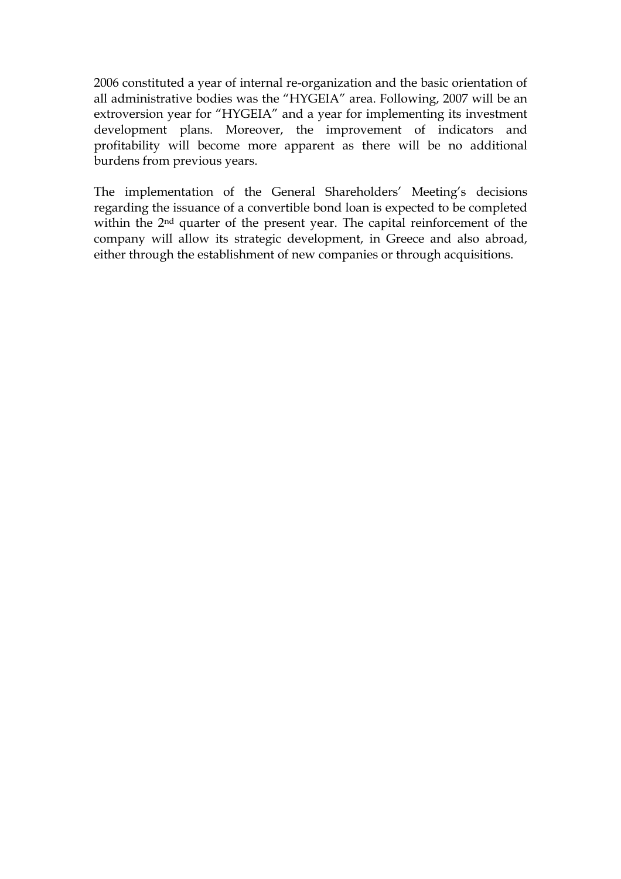2006 constituted a year of internal re-organization and the basic orientation of all administrative bodies was the "HYGEIA" area. Following, 2007 will be an extroversion year for "HYGEIA" and a year for implementing its investment development plans. Moreover, the improvement of indicators and profitability will become more apparent as there will be no additional burdens from previous years.

The implementation of the General Shareholders' Meeting's decisions regarding the issuance of a convertible bond loan is expected to be completed within the 2nd quarter of the present year. The capital reinforcement of the company will allow its strategic development, in Greece and also abroad, either through the establishment of new companies or through acquisitions.